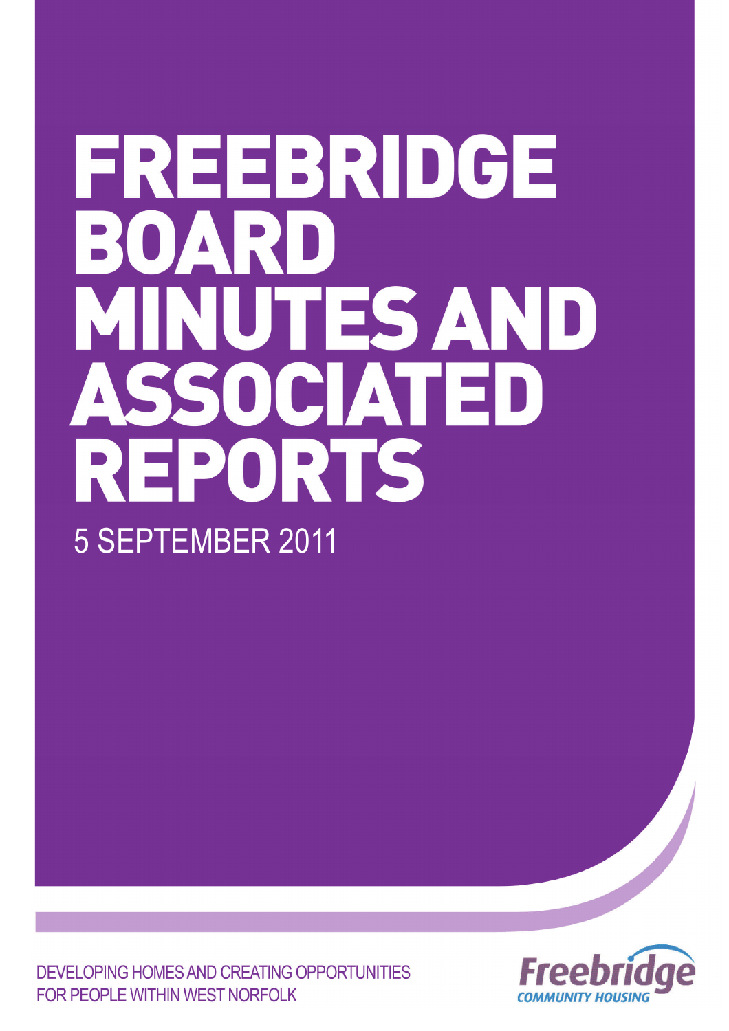# FREEBRIDGE BOARD MINUTES AND ASSOCIATED REPORTS

5 SEPTEMBER 2011

DEVELOPING HOMES AND CREATING OPPORTUNITIES FOR PEOPLE WITHIN WEST NORFOLK

Freebridge COMMUNITY HOUSING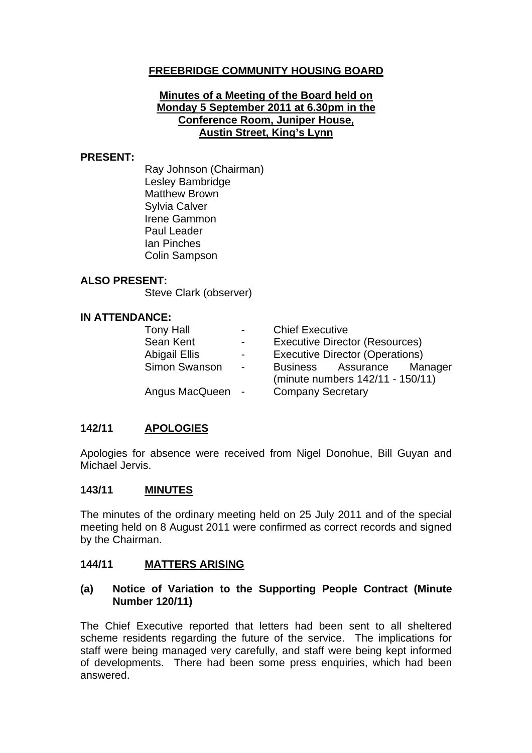# FREEBRIDGE COMMUNITY HOUSING BOARD

## Minutes of a Meeting of the Board held on Monday 5 September 2011 at 6.30pm in the Conference Room, Juniper House, Austin Street, King's Lynn

**PRESENT:**

Ray Johnson (Chairman)
Lesley Bambridge
Matthew Brown
Sylvia Calver
Irene Gammon
Paul Leader
Ian Pinches
Colin Sampson

**ALSO PRESENT:**

Steve Clark (observer)

**IN ATTENDANCE:**

| | | |
|---|---|---|
| Tony Hall | - | Chief Executive |
| Sean Kent | - | Executive Director (Resources) |
| Abigail Ellis | - | Executive Director (Operations) |
| Simon Swanson | - | Business Assurance Manager (minute numbers 142/11 - 150/11) |
| Angus MacQueen | - | Company Secretary |

## 142/11 APOLOGIES

Apologies for absence were received from Nigel Donohue, Bill Guyan and Michael Jervis.

## 143/11 MINUTES

The minutes of the ordinary meeting held on 25 July 2011 and of the special meeting held on 8 August 2011 were confirmed as correct records and signed by the Chairman.

## 144/11 MATTERS ARISING

### (a) Notice of Variation to the Supporting People Contract (Minute Number 120/11)

The Chief Executive reported that letters had been sent to all sheltered scheme residents regarding the future of the service. The implications for staff were being managed very carefully, and staff were being kept informed of developments. There had been some press enquiries, which had been answered.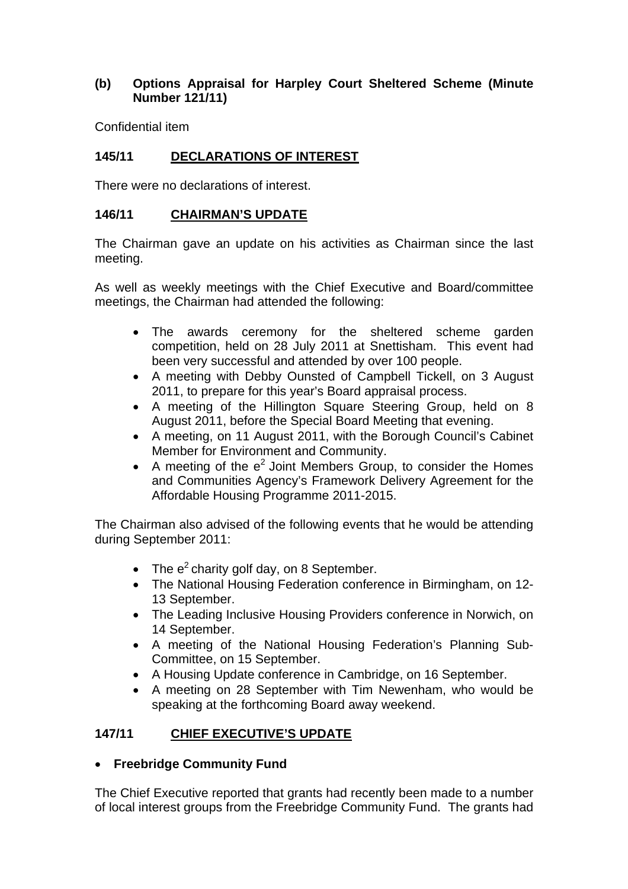**(b) Options Appraisal for Harpley Court Sheltered Scheme (Minute Number 121/11)**

Confidential item

## 145/11 DECLARATIONS OF INTEREST

There were no declarations of interest.

## 146/11 CHAIRMAN'S UPDATE

The Chairman gave an update on his activities as Chairman since the last meeting.

As well as weekly meetings with the Chief Executive and Board/committee meetings, the Chairman had attended the following:

- The awards ceremony for the sheltered scheme garden competition, held on 28 July 2011 at Snettisham. This event had been very successful and attended by over 100 people.
- A meeting with Debby Ounsted of Campbell Tickell, on 3 August 2011, to prepare for this year's Board appraisal process.
- A meeting of the Hillington Square Steering Group, held on 8 August 2011, before the Special Board Meeting that evening.
- A meeting, on 11 August 2011, with the Borough Council's Cabinet Member for Environment and Community.
- A meeting of the $e^2$ Joint Members Group, to consider the Homes and Communities Agency's Framework Delivery Agreement for the Affordable Housing Programme 2011-2015.

The Chairman also advised of the following events that he would be attending during September 2011:

- The $e^2$ charity golf day, on 8 September.
- The National Housing Federation conference in Birmingham, on 12-13 September.
- The Leading Inclusive Housing Providers conference in Norwich, on 14 September.
- A meeting of the National Housing Federation's Planning Sub-Committee, on 15 September.
- A Housing Update conference in Cambridge, on 16 September.
- A meeting on 28 September with Tim Newenham, who would be speaking at the forthcoming Board away weekend.

## 147/11 CHIEF EXECUTIVE'S UPDATE

- **Freebridge Community Fund**

The Chief Executive reported that grants had recently been made to a number of local interest groups from the Freebridge Community Fund. The grants had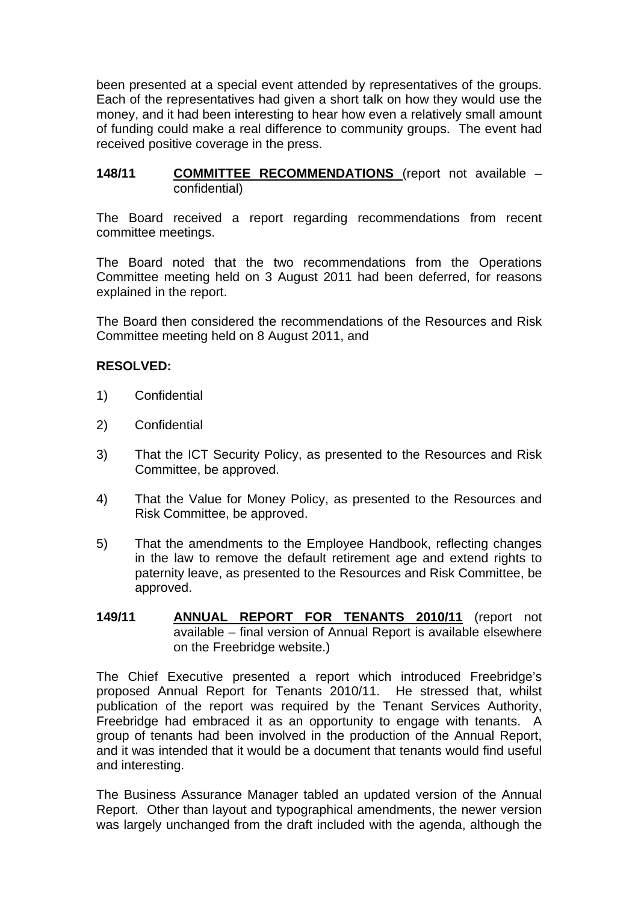been presented at a special event attended by representatives of the groups. Each of the representatives had given a short talk on how they would use the money, and it had been interesting to hear how even a relatively small amount of funding could make a real difference to community groups. The event had received positive coverage in the press.

**148/11** **COMMITTEE RECOMMENDATIONS** (report not available – confidential)

The Board received a report regarding recommendations from recent committee meetings.

The Board noted that the two recommendations from the Operations Committee meeting held on 3 August 2011 had been deferred, for reasons explained in the report.

The Board then considered the recommendations of the Resources and Risk Committee meeting held on 8 August 2011, and

**RESOLVED:**

1) Confidential

2) Confidential

3) That the ICT Security Policy, as presented to the Resources and Risk Committee, be approved.

4) That the Value for Money Policy, as presented to the Resources and Risk Committee, be approved.

5) That the amendments to the Employee Handbook, reflecting changes in the law to remove the default retirement age and extend rights to paternity leave, as presented to the Resources and Risk Committee, be approved.

**149/11** **ANNUAL REPORT FOR TENANTS 2010/11** (report not available – final version of Annual Report is available elsewhere on the Freebridge website.)

The Chief Executive presented a report which introduced Freebridge's proposed Annual Report for Tenants 2010/11. He stressed that, whilst publication of the report was required by the Tenant Services Authority, Freebridge had embraced it as an opportunity to engage with tenants. A group of tenants had been involved in the production of the Annual Report, and it was intended that it would be a document that tenants would find useful and interesting.

The Business Assurance Manager tabled an updated version of the Annual Report. Other than layout and typographical amendments, the newer version was largely unchanged from the draft included with the agenda, although the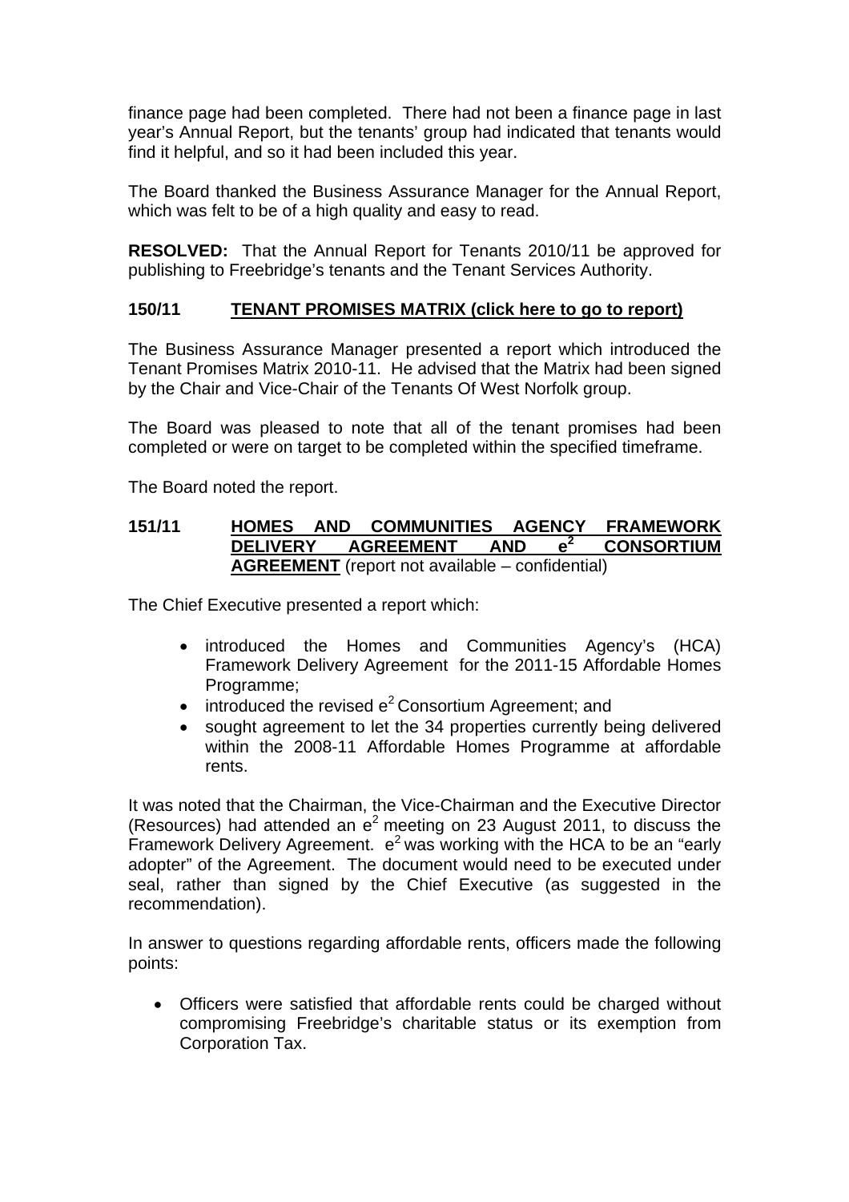finance page had been completed. There had not been a finance page in last year's Annual Report, but the tenants' group had indicated that tenants would find it helpful, and so it had been included this year.

The Board thanked the Business Assurance Manager for the Annual Report, which was felt to be of a high quality and easy to read.

**RESOLVED:** That the Annual Report for Tenants 2010/11 be approved for publishing to Freebridge's tenants and the Tenant Services Authority.

### 150/11 TENANT PROMISES MATRIX (click here to go to report)

The Business Assurance Manager presented a report which introduced the Tenant Promises Matrix 2010-11. He advised that the Matrix had been signed by the Chair and Vice-Chair of the Tenants Of West Norfolk group.

The Board was pleased to note that all of the tenant promises had been completed or were on target to be completed within the specified timeframe.

The Board noted the report.

### 151/11 HOMES AND COMMUNITIES AGENCY FRAMEWORK DELIVERY AGREEMENT AND $e^2$ CONSORTIUM AGREEMENT (report not available – confidential)

The Chief Executive presented a report which:

- introduced the Homes and Communities Agency's (HCA) Framework Delivery Agreement for the 2011-15 Affordable Homes Programme;
- introduced the revised $e^2$ Consortium Agreement; and
- sought agreement to let the 34 properties currently being delivered within the 2008-11 Affordable Homes Programme at affordable rents.

It was noted that the Chairman, the Vice-Chairman and the Executive Director (Resources) had attended an $e^2$ meeting on 23 August 2011, to discuss the Framework Delivery Agreement. $e^2$ was working with the HCA to be an "early adopter" of the Agreement. The document would need to be executed under seal, rather than signed by the Chief Executive (as suggested in the recommendation).

In answer to questions regarding affordable rents, officers made the following points:

- Officers were satisfied that affordable rents could be charged without compromising Freebridge's charitable status or its exemption from Corporation Tax.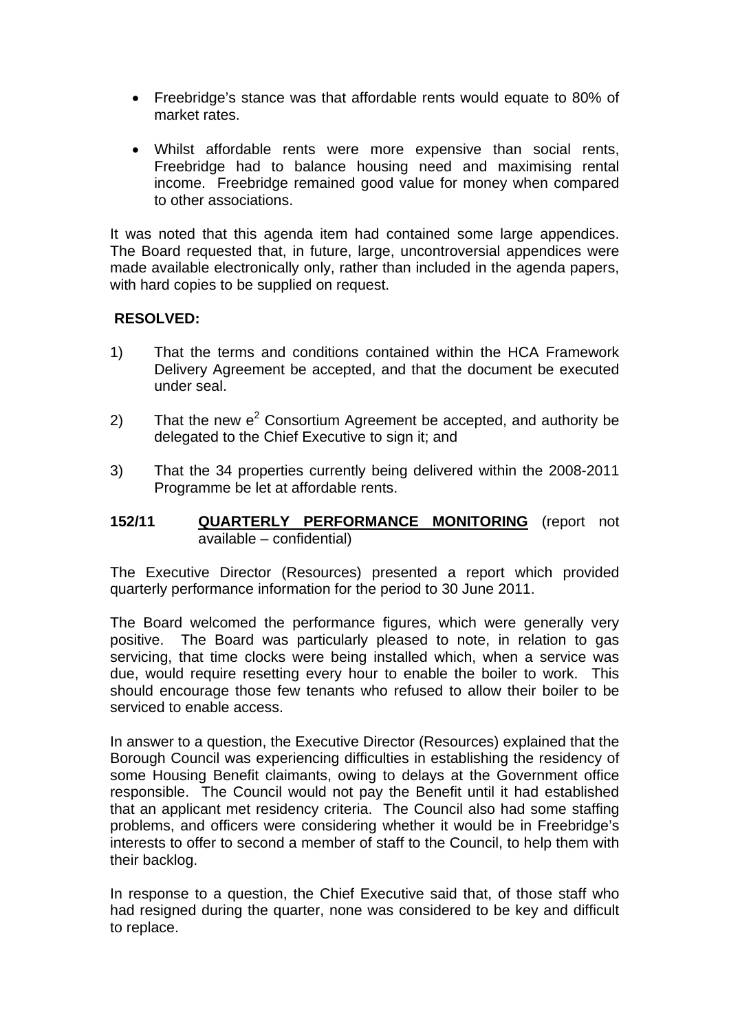- Freebridge's stance was that affordable rents would equate to 80% of market rates.

- Whilst affordable rents were more expensive than social rents, Freebridge had to balance housing need and maximising rental income. Freebridge remained good value for money when compared to other associations.

It was noted that this agenda item had contained some large appendices. The Board requested that, in future, large, uncontroversial appendices were made available electronically only, rather than included in the agenda papers, with hard copies to be supplied on request.

**RESOLVED:**

1) That the terms and conditions contained within the HCA Framework Delivery Agreement be accepted, and that the document be executed under seal.

2) That the new $e^2$ Consortium Agreement be accepted, and authority be delegated to the Chief Executive to sign it; and

3) That the 34 properties currently being delivered within the 2008-2011 Programme be let at affordable rents.

**152/11 QUARTERLY PERFORMANCE MONITORING** (report not available – confidential)

The Executive Director (Resources) presented a report which provided quarterly performance information for the period to 30 June 2011.

The Board welcomed the performance figures, which were generally very positive. The Board was particularly pleased to note, in relation to gas servicing, that time clocks were being installed which, when a service was due, would require resetting every hour to enable the boiler to work. This should encourage those few tenants who refused to allow their boiler to be serviced to enable access.

In answer to a question, the Executive Director (Resources) explained that the Borough Council was experiencing difficulties in establishing the residency of some Housing Benefit claimants, owing to delays at the Government office responsible. The Council would not pay the Benefit until it had established that an applicant met residency criteria. The Council also had some staffing problems, and officers were considering whether it would be in Freebridge's interests to offer to second a member of staff to the Council, to help them with their backlog.

In response to a question, the Chief Executive said that, of those staff who had resigned during the quarter, none was considered to be key and difficult to replace.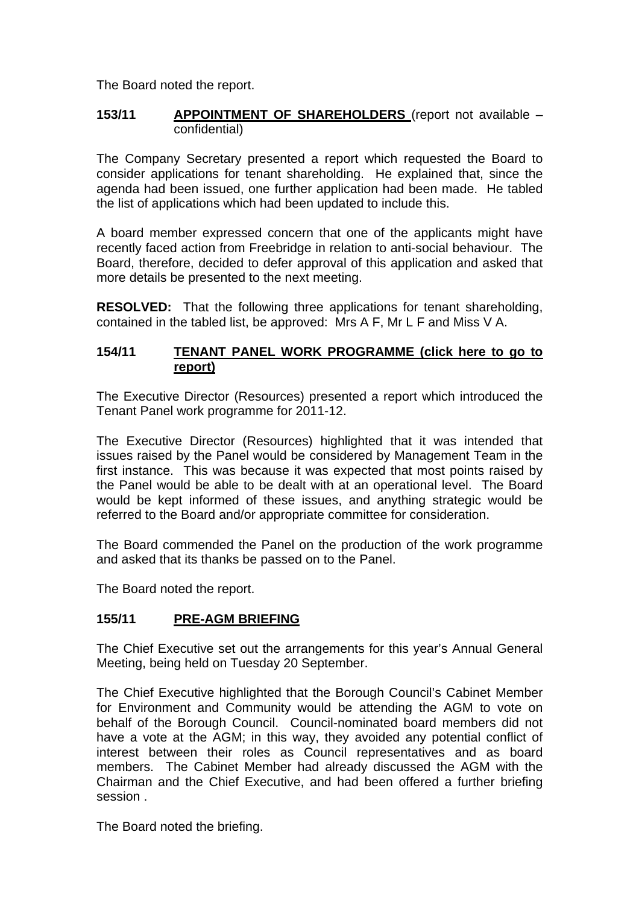The Board noted the report.

**153/11 APPOINTMENT OF SHAREHOLDERS** (report not available – confidential)

The Company Secretary presented a report which requested the Board to consider applications for tenant shareholding. He explained that, since the agenda had been issued, one further application had been made. He tabled the list of applications which had been updated to include this.

A board member expressed concern that one of the applicants might have recently faced action from Freebridge in relation to anti-social behaviour. The Board, therefore, decided to defer approval of this application and asked that more details be presented to the next meeting.

**RESOLVED:** That the following three applications for tenant shareholding, contained in the tabled list, be approved: Mrs A F, Mr L F and Miss V A.

**154/11 TENANT PANEL WORK PROGRAMME (click here to go to report)**

The Executive Director (Resources) presented a report which introduced the Tenant Panel work programme for 2011-12.

The Executive Director (Resources) highlighted that it was intended that issues raised by the Panel would be considered by Management Team in the first instance. This was because it was expected that most points raised by the Panel would be able to be dealt with at an operational level. The Board would be kept informed of these issues, and anything strategic would be referred to the Board and/or appropriate committee for consideration.

The Board commended the Panel on the production of the work programme and asked that its thanks be passed on to the Panel.

The Board noted the report.

**155/11 PRE-AGM BRIEFING**

The Chief Executive set out the arrangements for this year's Annual General Meeting, being held on Tuesday 20 September.

The Chief Executive highlighted that the Borough Council's Cabinet Member for Environment and Community would be attending the AGM to vote on behalf of the Borough Council. Council-nominated board members did not have a vote at the AGM; in this way, they avoided any potential conflict of interest between their roles as Council representatives and as board members. The Cabinet Member had already discussed the AGM with the Chairman and the Chief Executive, and had been offered a further briefing session .

The Board noted the briefing.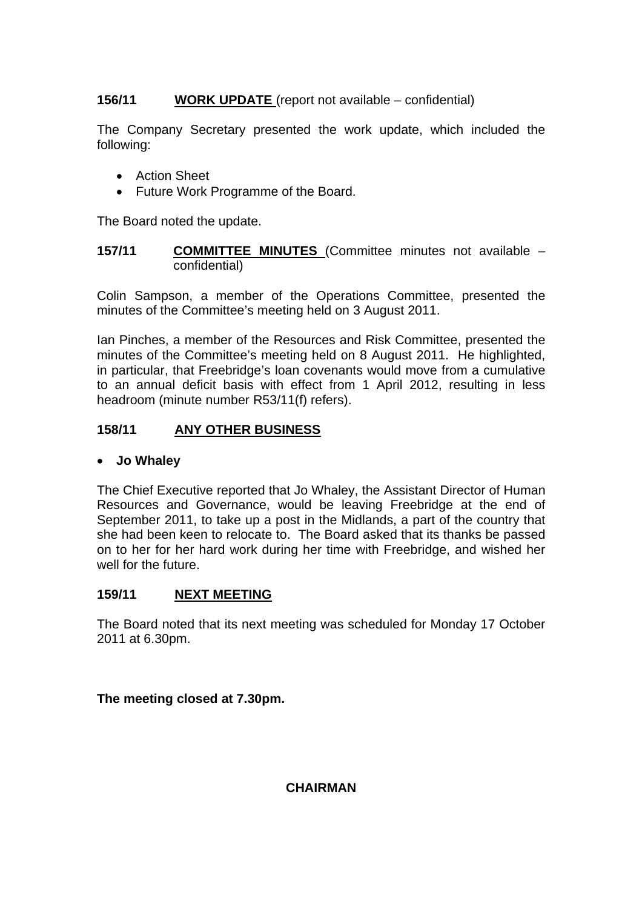## 156/11 **WORK UPDATE** (report not available – confidential)

The Company Secretary presented the work update, which included the following:

- Action Sheet
- Future Work Programme of the Board.

The Board noted the update.

## 157/11 **COMMITTEE MINUTES** (Committee minutes not available – confidential)

Colin Sampson, a member of the Operations Committee, presented the minutes of the Committee's meeting held on 3 August 2011.

Ian Pinches, a member of the Resources and Risk Committee, presented the minutes of the Committee's meeting held on 8 August 2011. He highlighted, in particular, that Freebridge's loan covenants would move from a cumulative to an annual deficit basis with effect from 1 April 2012, resulting in less headroom (minute number R53/11(f) refers).

## 158/11 **ANY OTHER BUSINESS**

- **Jo Whaley**

The Chief Executive reported that Jo Whaley, the Assistant Director of Human Resources and Governance, would be leaving Freebridge at the end of September 2011, to take up a post in the Midlands, a part of the country that she had been keen to relocate to. The Board asked that its thanks be passed on to her for her hard work during her time with Freebridge, and wished her well for the future.

## 159/11 **NEXT MEETING**

The Board noted that its next meeting was scheduled for Monday 17 October 2011 at 6.30pm.

**The meeting closed at 7.30pm.**

**CHAIRMAN**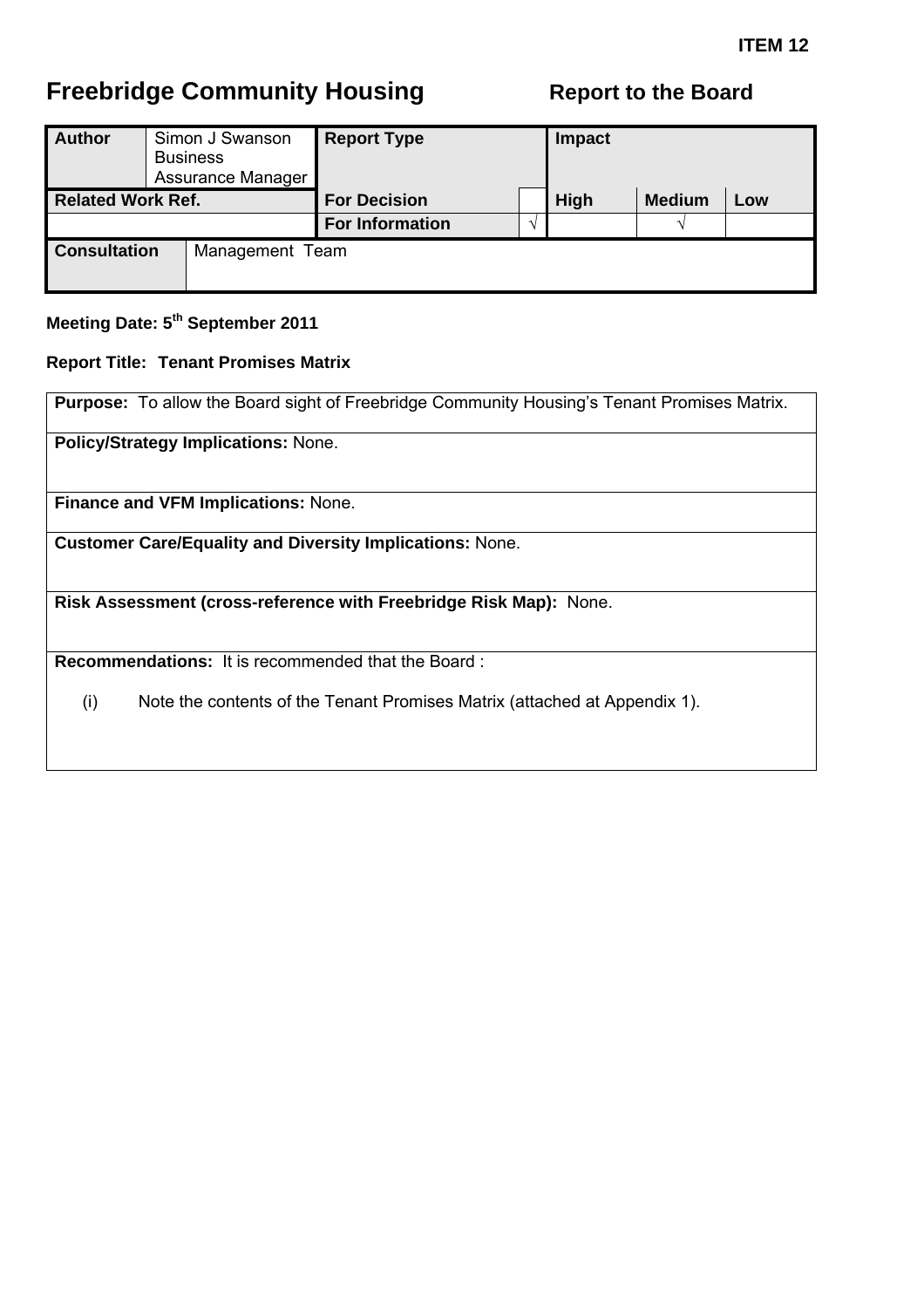**ITEM 12**

# Freebridge Community Housing

## Report to the Board

| Author | Simon J Swanson Business Assurance Manager | Report Type | | Impact | | |
|---|---|---|---|---|---|---|
| Related Work Ref. | | For Decision | | High | Medium | Low |
| | | For Information | √ | | √ | |
| Consultation | Management Team | | | | | |

**Meeting Date: 5th September 2011**

**Report Title: Tenant Promises Matrix**

**Purpose:** To allow the Board sight of Freebridge Community Housing's Tenant Promises Matrix.

**Policy/Strategy Implications:** None.

**Finance and VFM Implications:** None.

**Customer Care/Equality and Diversity Implications:** None.

**Risk Assessment (cross-reference with Freebridge Risk Map):** None.

**Recommendations:** It is recommended that the Board :

(i) Note the contents of the Tenant Promises Matrix (attached at Appendix 1).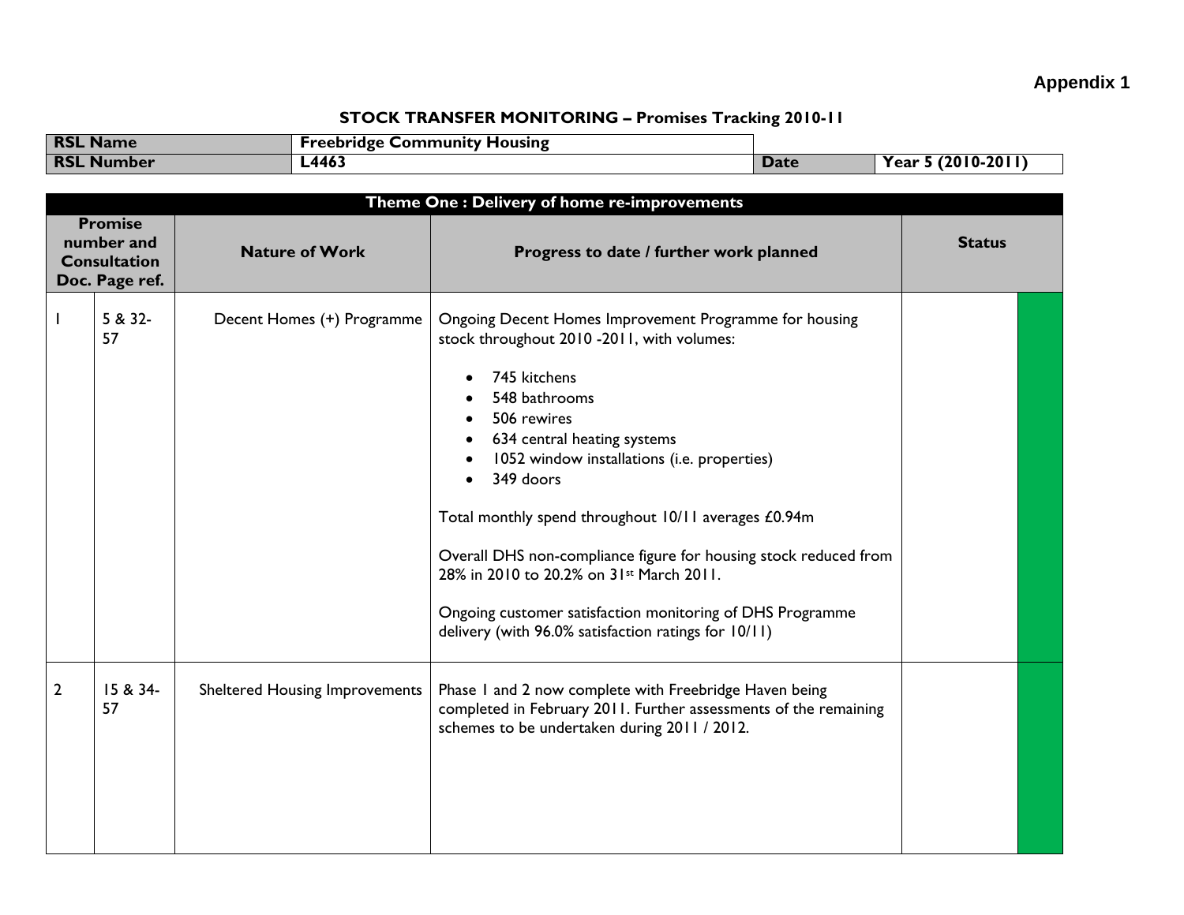**Appendix 1**

## STOCK TRANSFER MONITORING – Promises Tracking 2010-11

| RSL Name | Freebridge Community Housing | | |
|---|---|---|---|
| RSL Number | L4463 | Date | Year 5 (2010-2011) |

| Theme One : Delivery of home re-improvements | | | | |
|---|---|---|---|---|
| Promise number and Consultation Doc. Page ref. | | Nature of Work | Progress to date / further work planned | Status |
| 1 | 5 & 32-57 | Decent Homes (+) Programme | Ongoing Decent Homes Improvement Programme for housing stock throughout 2010 -2011, with volumes:<br>• 745 kitchens<br>• 548 bathrooms<br>• 506 rewires<br>• 634 central heating systems<br>• 1052 window installations (i.e. properties)<br>• 349 doors<br><br>Total monthly spend throughout 10/11 averages £0.94m<br><br>Overall DHS non-compliance figure for housing stock reduced from 28% in 2010 to 20.2% on 31st March 2011.<br><br>Ongoing customer satisfaction monitoring of DHS Programme delivery (with 96.0% satisfaction ratings for 10/11) | |
| 2 | 15 & 34-57 | Sheltered Housing Improvements | Phase 1 and 2 now complete with Freebridge Haven being completed in February 2011. Further assessments of the remaining schemes to be undertaken during 2011 / 2012. | |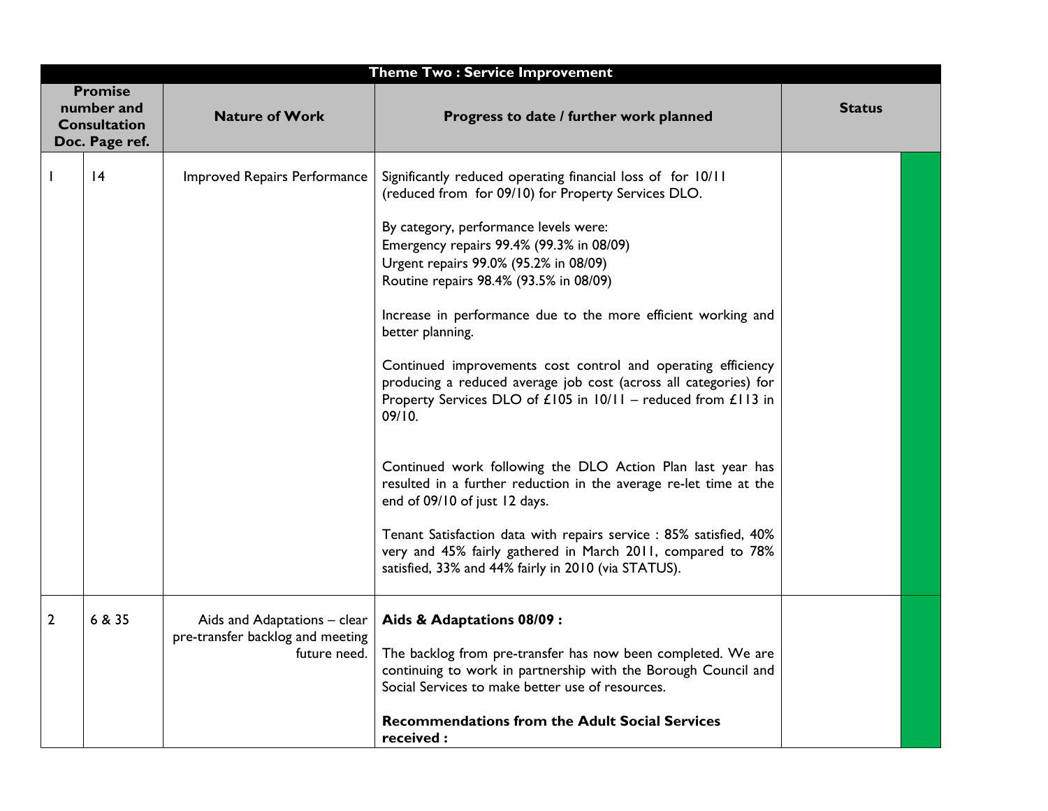| Theme Two : Service Improvement | | | | | |
|---|---|---|---|---|---|
| **Promise number and Consultation Doc. Page ref.** | | **Nature of Work** | **Progress to date / further work planned** | **Status** | |
| 1 | 14 | Improved Repairs Performance | Significantly reduced operating financial loss of for 10/11 (reduced from for 09/10) for Property Services DLO.<br><br>By category, performance levels were:<br>Emergency repairs 99.4% (99.3% in 08/09)<br>Urgent repairs 99.0% (95.2% in 08/09)<br>Routine repairs 98.4% (93.5% in 08/09)<br><br>Increase in performance due to the more efficient working and better planning.<br><br>Continued improvements cost control and operating efficiency producing a reduced average job cost (across all categories) for Property Services DLO of £105 in 10/11 – reduced from £113 in 09/10.<br><br>Continued work following the DLO Action Plan last year has resulted in a further reduction in the average re-let time at the end of 09/10 of just 12 days.<br><br>Tenant Satisfaction data with repairs service : 85% satisfied, 40% very and 45% fairly gathered in March 2011, compared to 78% satisfied, 33% and 44% fairly in 2010 (via STATUS). | | |
| 2 | 6 & 35 | Aids and Adaptations – clear pre-transfer backlog and meeting future need. | **Aids & Adaptations 08/09 :**<br><br>The backlog from pre-transfer has now been completed. We are continuing to work in partnership with the Borough Council and Social Services to make better use of resources.<br><br>**Recommendations from the Adult Social Services received :** | | |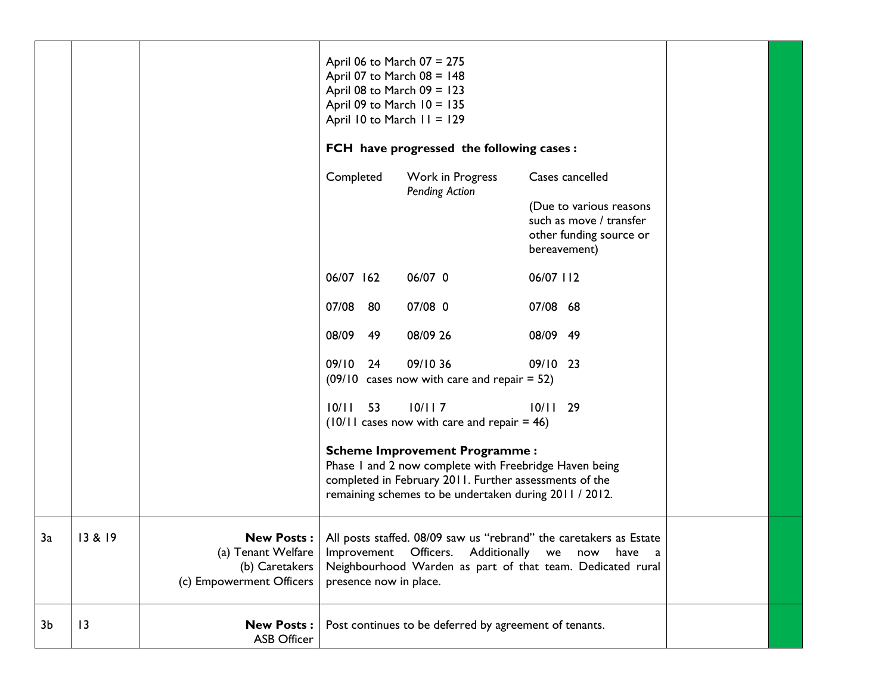| | | | | | |
|---|---|---|---|---|---|
| | | | April 06 to March 07 = 275<br>April 07 to March 08 = 148<br>April 08 to March 09 = 123<br>April 09 to March 10 = 135<br>April 10 to March 11 = 129<br><br>**FCH have progressed the following cases :**<br><br>Completed / Work in Progress *Pending Action* / Cases cancelled (Due to various reasons such as move / transfer other funding source or bereavement)<br><br>06/07 162 / 06/07 0 / 06/07 112<br>07/08 80 / 07/08 0 / 07/08 68<br>08/09 49 / 08/09 26 / 08/09 49<br>09/10 24 / 09/10 36 / 09/10 23<br>(09/10 cases now with care and repair = 52)<br>10/11 53 / 10/11 7 / 10/11 29<br>(10/11 cases now with care and repair = 46)<br><br>**Scheme Improvement Programme :**<br>Phase 1 and 2 now complete with Freebridge Haven being completed in February 2011. Further assessments of the remaining schemes to be undertaken during 2011 / 2012. | | |
| 3a | 13 & 19 | **New Posts :**<br>(a) Tenant Welfare<br>(b) Caretakers<br>(c) Empowerment Officers | All posts staffed. 08/09 saw us "rebrand" the caretakers as Estate Improvement Officers. Additionally we now have a Neighbourhood Warden as part of that team. Dedicated rural presence now in place. | | |
| 3b | 13 | **New Posts :**<br>ASB Officer | Post continues to be deferred by agreement of tenants. | | |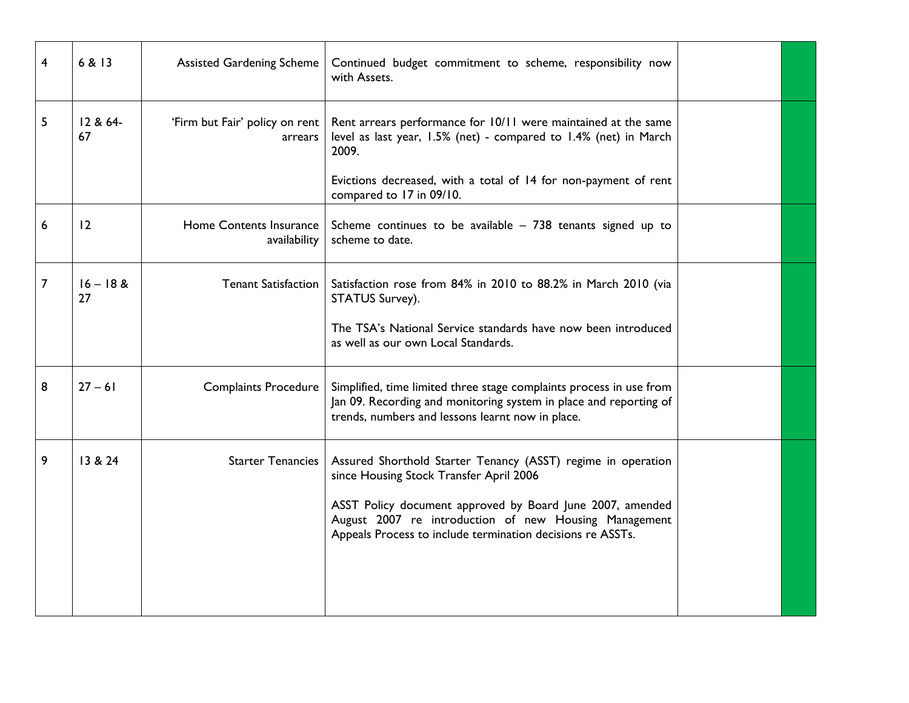| | | | | | |
|---|---|---|---|---|---|
| 4 | 6 & 13 | Assisted Gardening Scheme | Continued budget commitment to scheme, responsibility now with Assets. | | |
| 5 | 12 & 64-67 | 'Firm but Fair' policy on rent arrears | Rent arrears performance for 10/11 were maintained at the same level as last year, 1.5% (net) - compared to 1.4% (net) in March 2009.<br><br>Evictions decreased, with a total of 14 for non-payment of rent compared to 17 in 09/10. | | |
| 6 | 12 | Home Contents Insurance availability | Scheme continues to be available – 738 tenants signed up to scheme to date. | | |
| 7 | 16 – 18 & 27 | Tenant Satisfaction | Satisfaction rose from 84% in 2010 to 88.2% in March 2010 (via STATUS Survey).<br><br>The TSA's National Service standards have now been introduced as well as our own Local Standards. | | |
| 8 | 27 – 61 | Complaints Procedure | Simplified, time limited three stage complaints process in use from Jan 09. Recording and monitoring system in place and reporting of trends, numbers and lessons learnt now in place. | | |
| 9 | 13 & 24 | Starter Tenancies | Assured Shorthold Starter Tenancy (ASST) regime in operation since Housing Stock Transfer April 2006<br><br>ASST Policy document approved by Board June 2007, amended August 2007 re introduction of new Housing Management Appeals Process to include termination decisions re ASSTs. | | |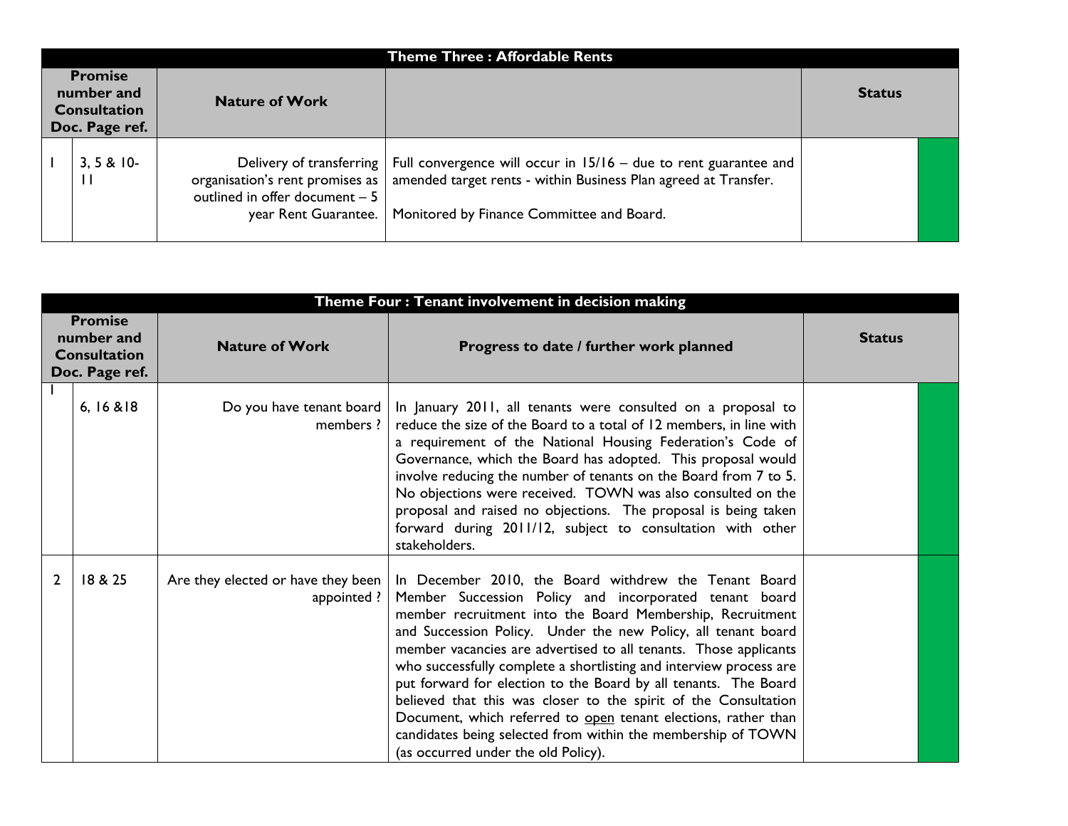| Theme Three : Affordable Rents | | | | | |
|---|---|---|---|---|---|
| Promise number and Consultation Doc. Page ref. | | Nature of Work | | Status | |
| 1 | 3, 5 & 10-11 | Delivery of transferring organisation's rent promises as outlined in offer document – 5 year Rent Guarantee. | Full convergence will occur in 15/16 – due to rent guarantee and amended target rents - within Business Plan agreed at Transfer.<br><br>Monitored by Finance Committee and Board. | | |

| Theme Four : Tenant involvement in decision making | | | | | |
|---|---|---|---|---|---|
| Promise number and Consultation Doc. Page ref. | | Nature of Work | Progress to date / further work planned | Status | |
| 1 | 6, 16 &18 | Do you have tenant board members ? | In January 2011, all tenants were consulted on a proposal to reduce the size of the Board to a total of 12 members, in line with a requirement of the National Housing Federation's Code of Governance, which the Board has adopted. This proposal would involve reducing the number of tenants on the Board from 7 to 5. No objections were received. TOWN was also consulted on the proposal and raised no objections. The proposal is being taken forward during 2011/12, subject to consultation with other stakeholders. | | |
| 2 | 18 & 25 | Are they elected or have they been appointed ? | In December 2010, the Board withdrew the Tenant Board Member Succession Policy and incorporated tenant board member recruitment into the Board Membership, Recruitment and Succession Policy. Under the new Policy, all tenant board member vacancies are advertised to all tenants. Those applicants who successfully complete a shortlisting and interview process are put forward for election to the Board by all tenants. The Board believed that this was closer to the spirit of the Consultation Document, which referred to open tenant elections, rather than candidates being selected from within the membership of TOWN (as occurred under the old Policy). | | |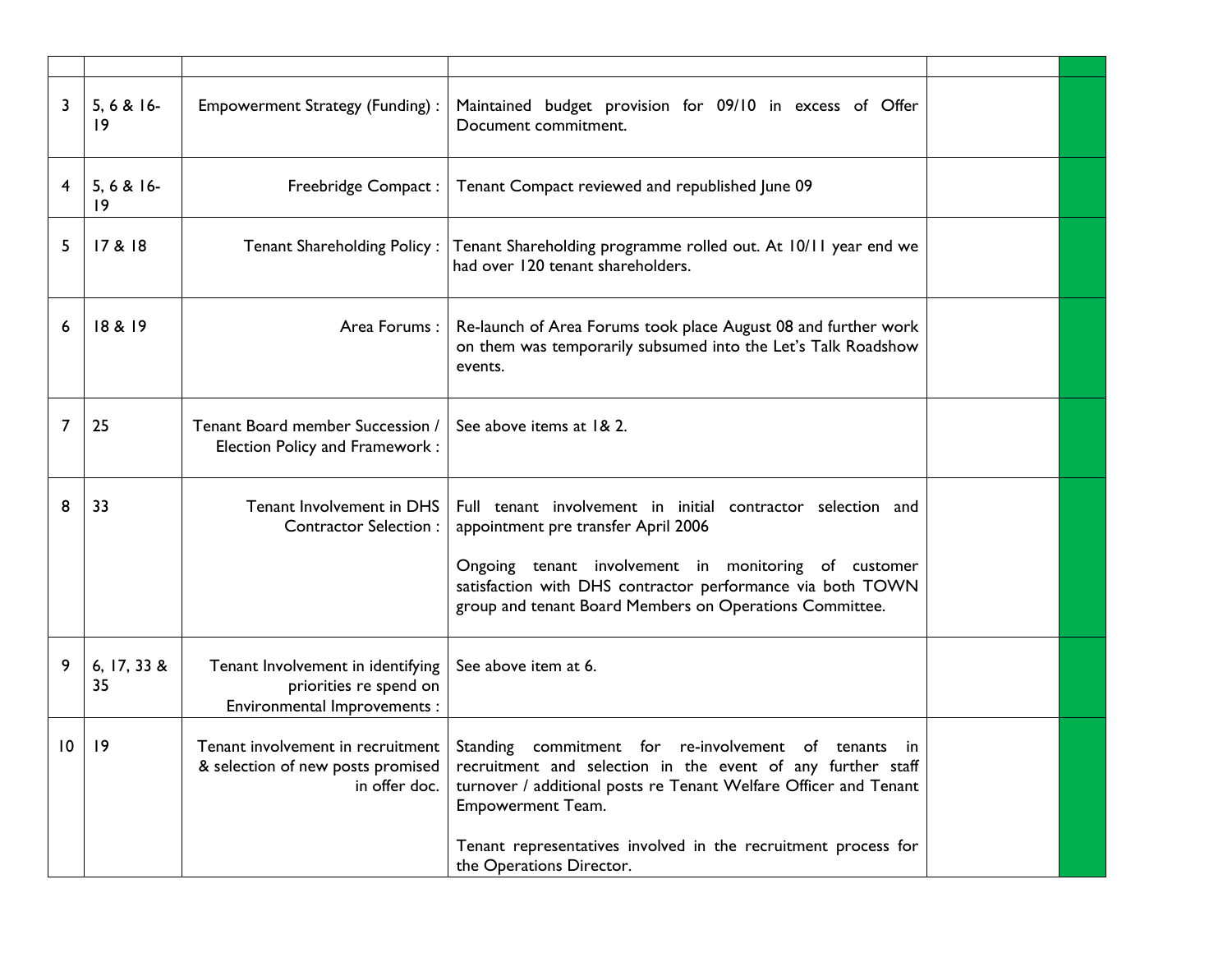| | | | | | |
|---|---|---|---|---|---|
| 3 | 5, 6 & 16-19 | Empowerment Strategy (Funding) : | Maintained budget provision for 09/10 in excess of Offer Document commitment. | | |
| 4 | 5, 6 & 16-19 | Freebridge Compact : | Tenant Compact reviewed and republished June 09 | | |
| 5 | 17 & 18 | Tenant Shareholding Policy : | Tenant Shareholding programme rolled out. At 10/11 year end we had over 120 tenant shareholders. | | |
| 6 | 18 & 19 | Area Forums : | Re-launch of Area Forums took place August 08 and further work on them was temporarily subsumed into the Let's Talk Roadshow events. | | |
| 7 | 25 | Tenant Board member Succession / Election Policy and Framework : | See above items at 1& 2. | | |
| 8 | 33 | Tenant Involvement in DHS Contractor Selection : | Full tenant involvement in initial contractor selection and appointment pre transfer April 2006<br><br>Ongoing tenant involvement in monitoring of customer satisfaction with DHS contractor performance via both TOWN group and tenant Board Members on Operations Committee. | | |
| 9 | 6, 17, 33 & 35 | Tenant Involvement in identifying priorities re spend on Environmental Improvements : | See above item at 6. | | |
| 10 | 19 | Tenant involvement in recruitment & selection of new posts promised in offer doc. | Standing commitment for re-involvement of tenants in recruitment and selection in the event of any further staff turnover / additional posts re Tenant Welfare Officer and Tenant Empowerment Team.<br><br>Tenant representatives involved in the recruitment process for the Operations Director. | | |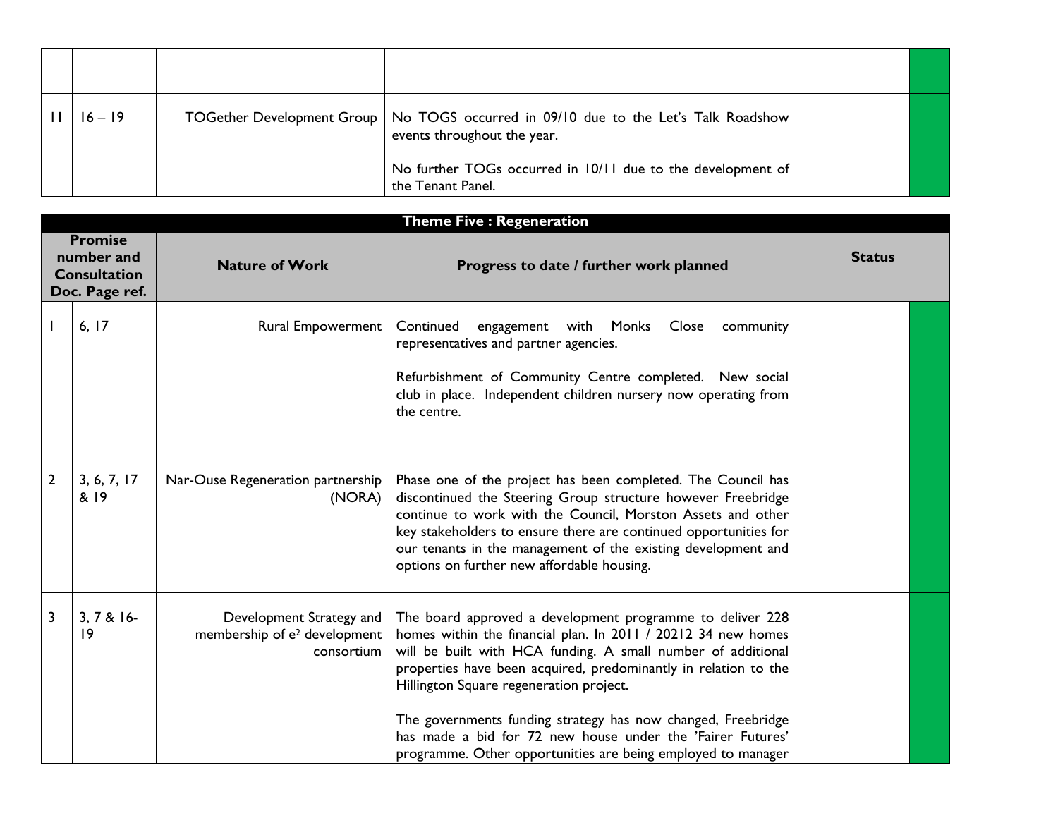| | | | | | |
|---|---|---|---|---|---|
| | | | | | |
| 11 | 16 – 19 | TOGether Development Group | No TOGS occurred in 09/10 due to the Let's Talk Roadshow events throughout the year.<br><br>No further TOGs occurred in 10/11 due to the development of the Tenant Panel. | | |

| Theme Five : Regeneration | | | | | |
|---|---|---|---|---|---|
| **Promise number and Consultation Doc. Page ref.** | | **Nature of Work** | **Progress to date / further work planned** | **Status** | |
| 1 | 6, 17 | Rural Empowerment | Continued engagement with Monks Close community representatives and partner agencies.<br><br>Refurbishment of Community Centre completed. New social club in place. Independent children nursery now operating from the centre. | | |
| 2 | 3, 6, 7, 17 & 19 | Nar-Ouse Regeneration partnership (NORA) | Phase one of the project has been completed. The Council has discontinued the Steering Group structure however Freebridge continue to work with the Council, Morston Assets and other key stakeholders to ensure there are continued opportunities for our tenants in the management of the existing development and options on further new affordable housing. | | |
| 3 | 3, 7 & 16-19 | Development Strategy and membership of e² development consortium | The board approved a development programme to deliver 228 homes within the financial plan. In 2011 / 20212 34 new homes will be built with HCA funding. A small number of additional properties have been acquired, predominantly in relation to the Hillington Square regeneration project.<br><br>The governments funding strategy has now changed, Freebridge has made a bid for 72 new house under the 'Fairer Futures' programme. Other opportunities are being employed to manager | | |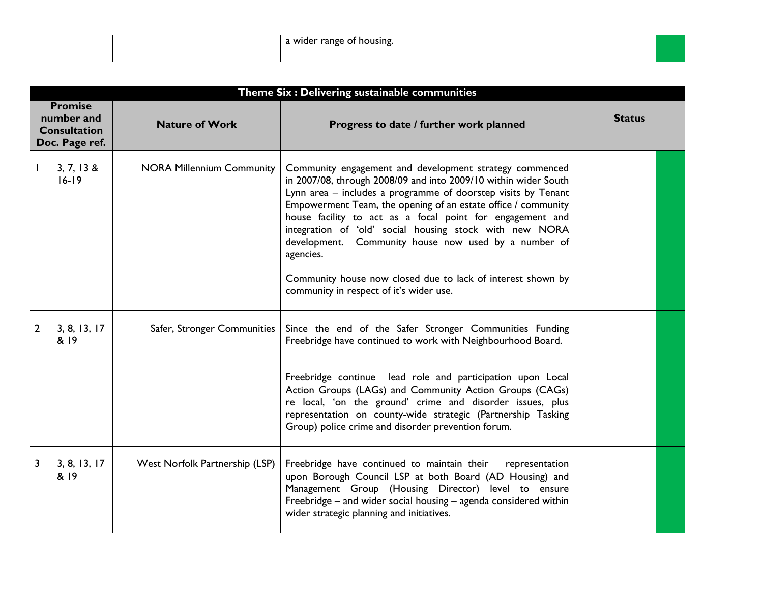| | | | | | |
|---|---|---|---|---|---|
| | | | a wider range of housing. | | |

| Theme Six : Delivering sustainable communities | | | | | |
|---|---|---|---|---|---|
| Promise number and Consultation Doc. Page ref. | | Nature of Work | Progress to date / further work planned | Status | |
| 1 | 3, 7, 13 & 16-19 | NORA Millennium Community | Community engagement and development strategy commenced in 2007/08, through 2008/09 and into 2009/10 within wider South Lynn area – includes a programme of doorstep visits by Tenant Empowerment Team, the opening of an estate office / community house facility to act as a focal point for engagement and integration of 'old' social housing stock with new NORA development. Community house now used by a number of agencies.<br><br>Community house now closed due to lack of interest shown by community in respect of it's wider use. | | |
| 2 | 3, 8, 13, 17 & 19 | Safer, Stronger Communities | Since the end of the Safer Stronger Communities Funding Freebridge have continued to work with Neighbourhood Board.<br><br>Freebridge continue lead role and participation upon Local Action Groups (LAGs) and Community Action Groups (CAGs) re local, 'on the ground' crime and disorder issues, plus representation on county-wide strategic (Partnership Tasking Group) police crime and disorder prevention forum. | | |
| 3 | 3, 8, 13, 17 & 19 | West Norfolk Partnership (LSP) | Freebridge have continued to maintain their representation upon Borough Council LSP at both Board (AD Housing) and Management Group (Housing Director) level to ensure Freebridge – and wider social housing – agenda considered within wider strategic planning and initiatives. | | |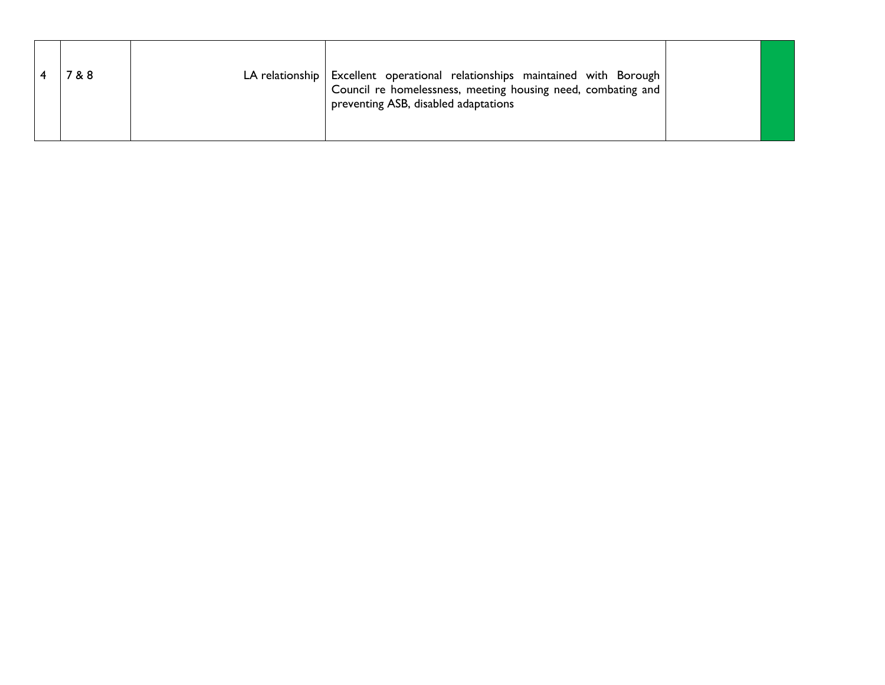| | | | | | |
|---|---|---|---|---|---|
| 4 | 7 & 8 | LA relationship | Excellent operational relationships maintained with Borough Council re homelessness, meeting housing need, combating and preventing ASB, disabled adaptations | | |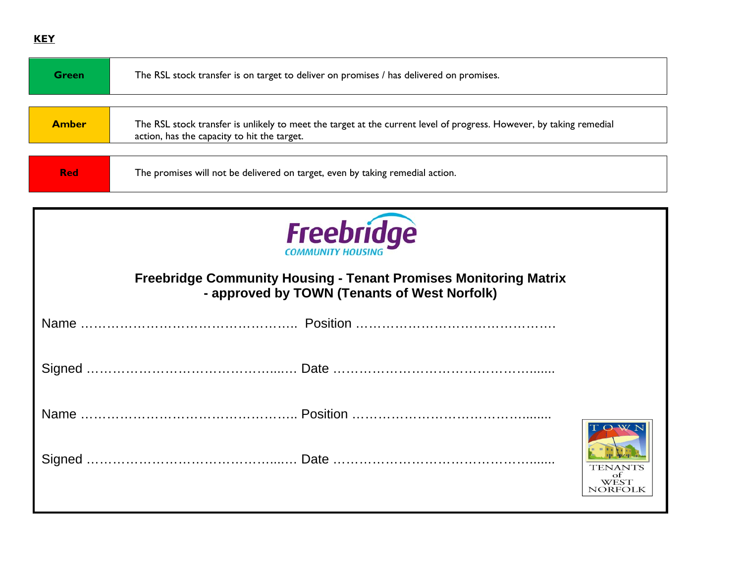**KEY**

| | |
|---|---|
| **Green** | The RSL stock transfer is on target to deliver on promises / has delivered on promises. |
| **Amber** | The RSL stock transfer is unlikely to meet the target at the current level of progress. However, by taking remedial action, has the capacity to hit the target. |
| **Red** | The promises will not be delivered on target, even by taking remedial action. |

Freebridge
COMMUNITY HOUSING

**Freebridge Community Housing - Tenant Promises Monitoring Matrix - approved by TOWN (Tenants of West Norfolk)**

Name ………………………………………….. Position ……………………………………….

Signed ……………………………………...…. Date …………………………………….........

Name ………………………………………….. Position ……………………………….........

Signed ……………………………………...…. Date …………………………………….........

TOWN
TENANTS of WEST NORFOLK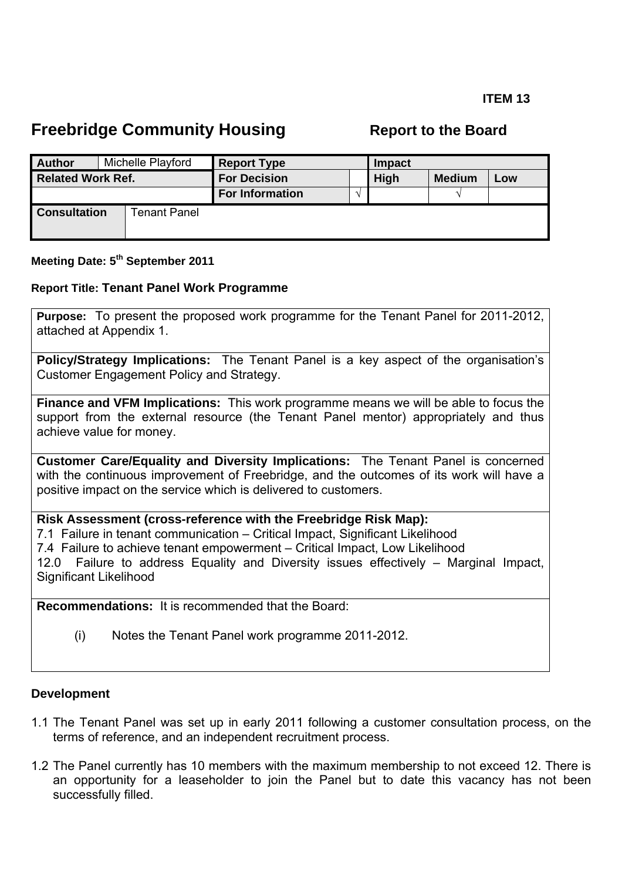**ITEM 13**

# Freebridge Community Housing — Report to the Board

| Author | Michelle Playford | Report Type | | Impact | | |
|---|---|---|---|---|---|---|
| Related Work Ref. | | For Decision | | High | Medium | Low |
| | | For Information | √ | | √ | |
| Consultation | Tenant Panel | | | | | |

**Meeting Date: 5th September 2011**

**Report Title: Tenant Panel Work Programme**

**Purpose:** To present the proposed work programme for the Tenant Panel for 2011-2012, attached at Appendix 1.

**Policy/Strategy Implications:** The Tenant Panel is a key aspect of the organisation's Customer Engagement Policy and Strategy.

**Finance and VFM Implications:** This work programme means we will be able to focus the support from the external resource (the Tenant Panel mentor) appropriately and thus achieve value for money.

**Customer Care/Equality and Diversity Implications:** The Tenant Panel is concerned with the continuous improvement of Freebridge, and the outcomes of its work will have a positive impact on the service which is delivered to customers.

**Risk Assessment (cross-reference with the Freebridge Risk Map):**
7.1 Failure in tenant communication – Critical Impact, Significant Likelihood
7.4 Failure to achieve tenant empowerment – Critical Impact, Low Likelihood
12.0 Failure to address Equality and Diversity issues effectively – Marginal Impact, Significant Likelihood

**Recommendations:** It is recommended that the Board:

(i) Notes the Tenant Panel work programme 2011-2012.

**Development**

1.1 The Tenant Panel was set up in early 2011 following a customer consultation process, on the terms of reference, and an independent recruitment process.

1.2 The Panel currently has 10 members with the maximum membership to not exceed 12. There is an opportunity for a leaseholder to join the Panel but to date this vacancy has not been successfully filled.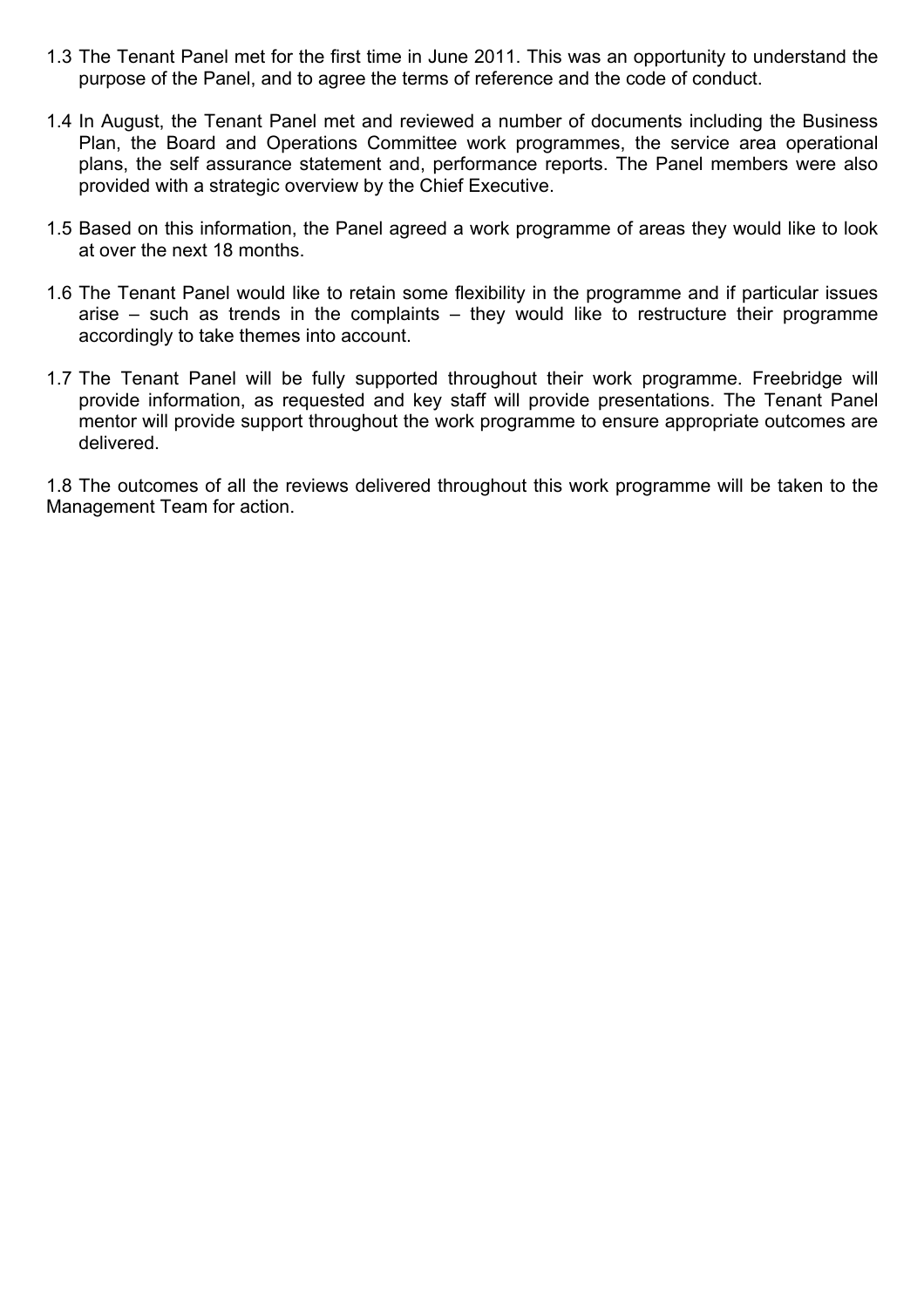1.3 The Tenant Panel met for the first time in June 2011. This was an opportunity to understand the purpose of the Panel, and to agree the terms of reference and the code of conduct.

1.4 In August, the Tenant Panel met and reviewed a number of documents including the Business Plan, the Board and Operations Committee work programmes, the service area operational plans, the self assurance statement and, performance reports. The Panel members were also provided with a strategic overview by the Chief Executive.

1.5 Based on this information, the Panel agreed a work programme of areas they would like to look at over the next 18 months.

1.6 The Tenant Panel would like to retain some flexibility in the programme and if particular issues arise – such as trends in the complaints – they would like to restructure their programme accordingly to take themes into account.

1.7 The Tenant Panel will be fully supported throughout their work programme. Freebridge will provide information, as requested and key staff will provide presentations. The Tenant Panel mentor will provide support throughout the work programme to ensure appropriate outcomes are delivered.

1.8 The outcomes of all the reviews delivered throughout this work programme will be taken to the Management Team for action.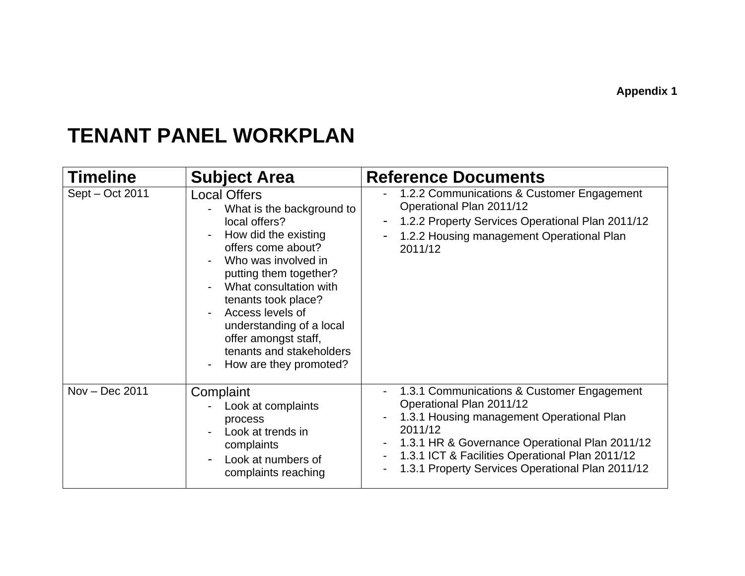Appendix 1

# TENANT PANEL WORKPLAN

| Timeline | Subject Area | Reference Documents |
|---|---|---|
| Sept – Oct 2011 | Local Offers<br>- What is the background to local offers?<br>- How did the existing offers come about?<br>- Who was involved in putting them together?<br>- What consultation with tenants took place?<br>- Access levels of understanding of a local offer amongst staff, tenants and stakeholders<br>- How are they promoted? | - 1.2.2 Communications & Customer Engagement Operational Plan 2011/12<br>- 1.2.2 Property Services Operational Plan 2011/12<br>- 1.2.2 Housing management Operational Plan 2011/12 |
| Nov – Dec 2011 | Complaint<br>- Look at complaints process<br>- Look at trends in complaints<br>- Look at numbers of complaints reaching | - 1.3.1 Communications & Customer Engagement Operational Plan 2011/12<br>- 1.3.1 Housing management Operational Plan 2011/12<br>- 1.3.1 HR & Governance Operational Plan 2011/12<br>- 1.3.1 ICT & Facilities Operational Plan 2011/12<br>- 1.3.1 Property Services Operational Plan 2011/12 |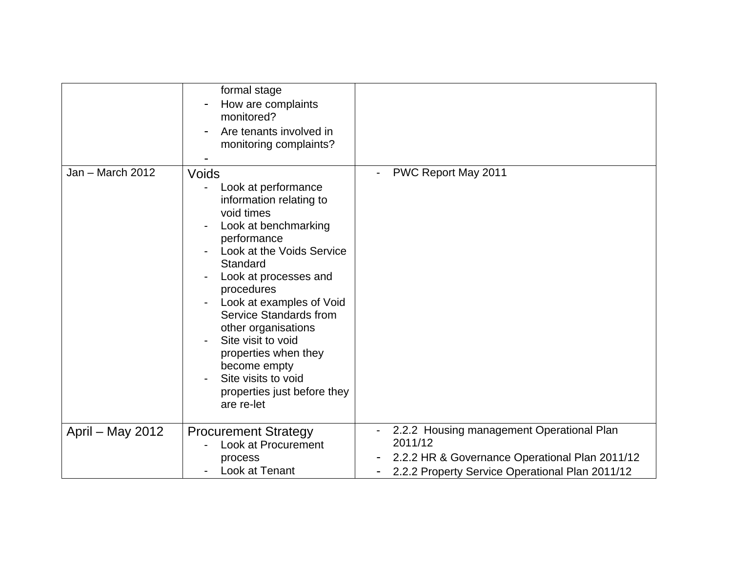| | | |
|---|---|---|
| | formal stage<br>- How are complaints monitored?<br>- Are tenants involved in monitoring complaints?<br>- | |
| Jan – March 2012 | Voids<br>- Look at performance information relating to void times<br>- Look at benchmarking performance<br>- Look at the Voids Service Standard<br>- Look at processes and procedures<br>- Look at examples of Void Service Standards from other organisations<br>- Site visit to void properties when they become empty<br>- Site visits to void properties just before they are re-let | - PWC Report May 2011 |
| April – May 2012 | Procurement Strategy<br>- Look at Procurement process<br>- Look at Tenant | - 2.2.2 Housing management Operational Plan 2011/12<br>- 2.2.2 HR & Governance Operational Plan 2011/12<br>- 2.2.2 Property Service Operational Plan 2011/12 |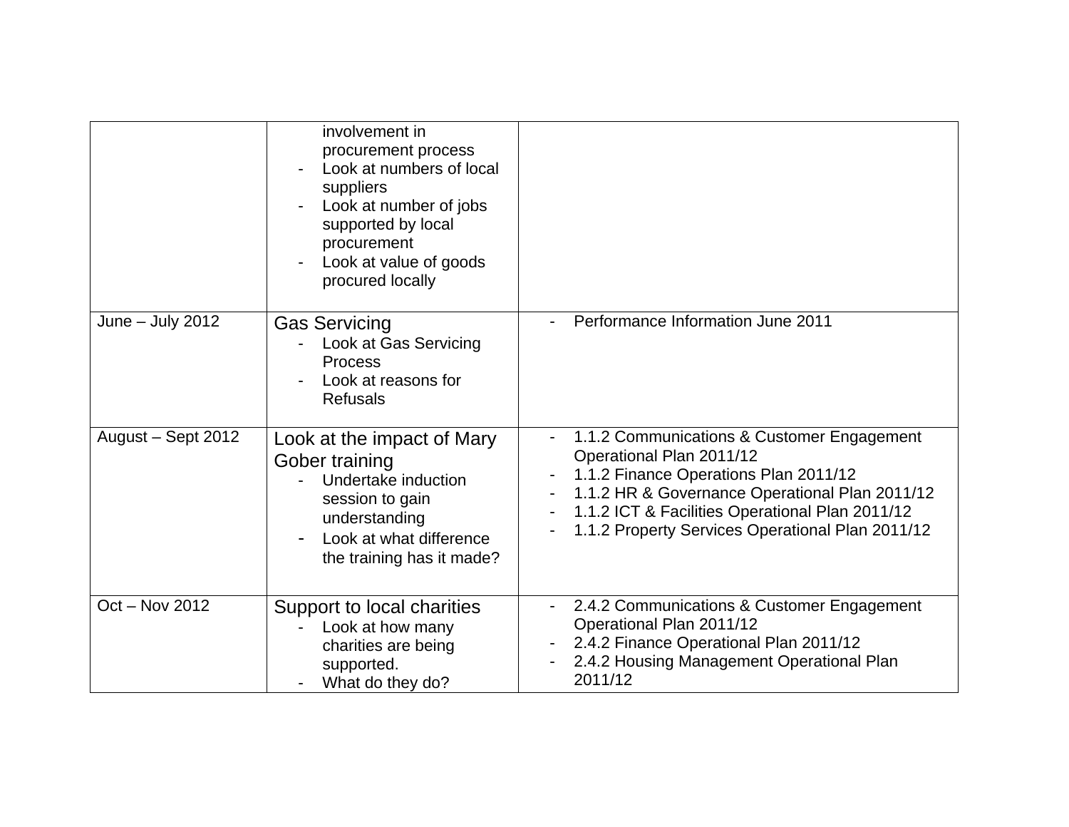| | | |
|---|---|---|
| | involvement in procurement process<br>- Look at numbers of local suppliers<br>- Look at number of jobs supported by local procurement<br>- Look at value of goods procured locally | |
| June – July 2012 | Gas Servicing<br>- Look at Gas Servicing Process<br>- Look at reasons for Refusals | - Performance Information June 2011 |
| August – Sept 2012 | Look at the impact of Mary Gober training<br>- Undertake induction session to gain understanding<br>- Look at what difference the training has it made? | - 1.1.2 Communications & Customer Engagement Operational Plan 2011/12<br>- 1.1.2 Finance Operations Plan 2011/12<br>- 1.1.2 HR & Governance Operational Plan 2011/12<br>- 1.1.2 ICT & Facilities Operational Plan 2011/12<br>- 1.1.2 Property Services Operational Plan 2011/12 |
| Oct – Nov 2012 | Support to local charities<br>- Look at how many charities are being supported.<br>- What do they do? | - 2.4.2 Communications & Customer Engagement Operational Plan 2011/12<br>- 2.4.2 Finance Operational Plan 2011/12<br>- 2.4.2 Housing Management Operational Plan 2011/12 |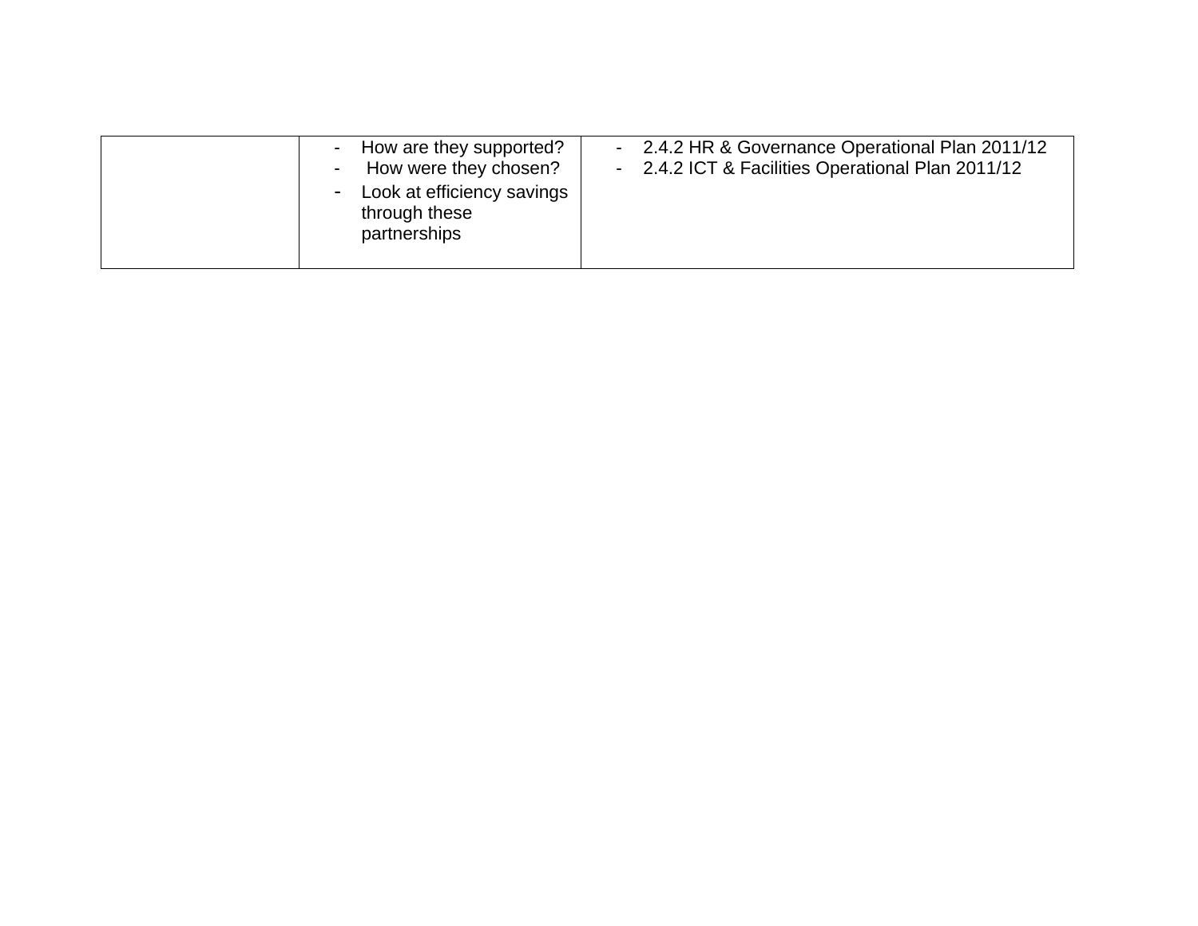| | | |
|---|---|---|
| | - How are they supported?<br>- How were they chosen?<br>- Look at efficiency savings through these partnerships | - 2.4.2 HR & Governance Operational Plan 2011/12<br>- 2.4.2 ICT & Facilities Operational Plan 2011/12 |